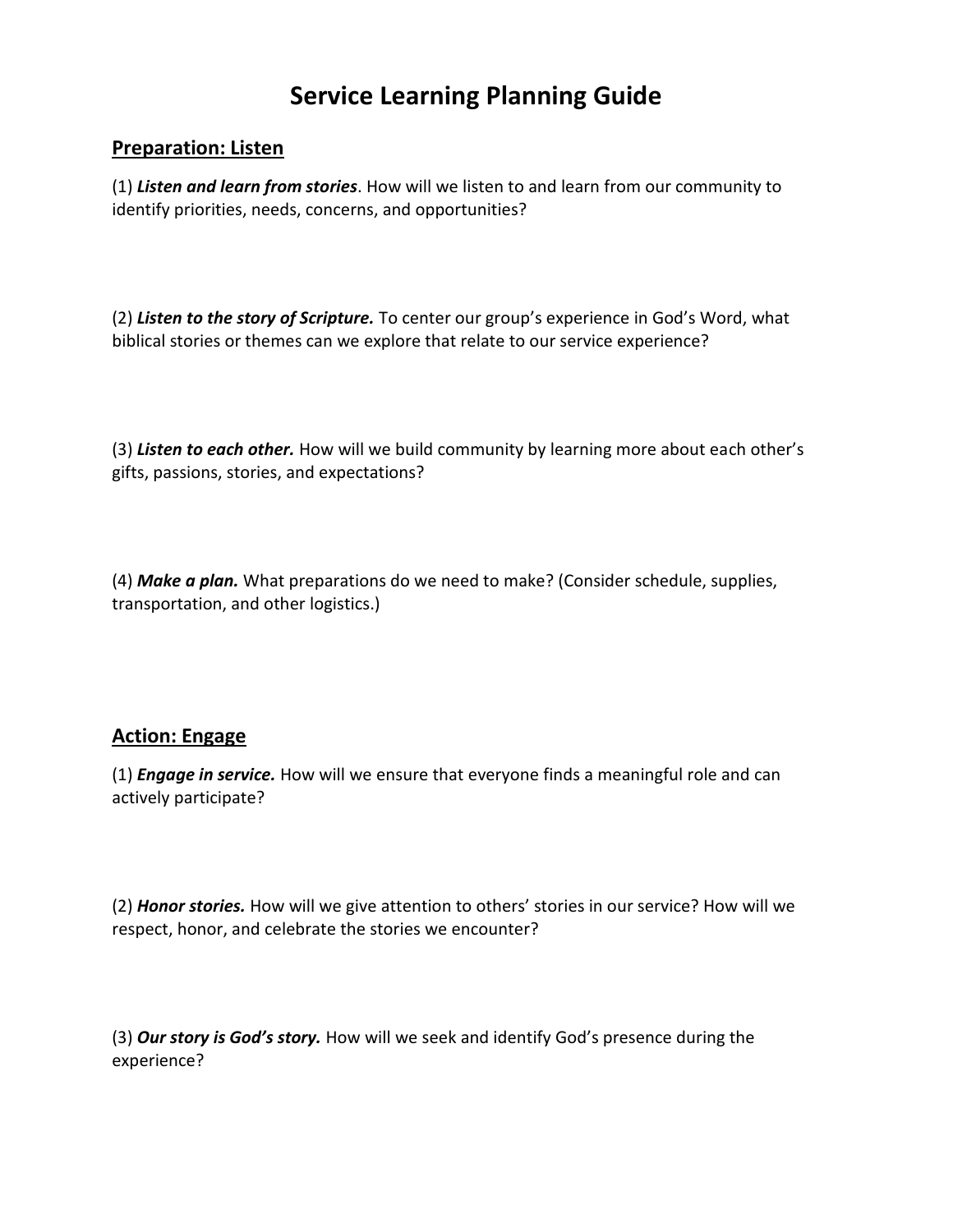# Service Learning Planning Guide

## Preparation: Listen

(1) ***Listen and learn from stories***. How will we listen to and learn from our community to identify priorities, needs, concerns, and opportunities?

(2) ***Listen to the story of Scripture.*** To center our group's experience in God's Word, what biblical stories or themes can we explore that relate to our service experience?

(3) ***Listen to each other.*** How will we build community by learning more about each other's gifts, passions, stories, and expectations?

(4) ***Make a plan.*** What preparations do we need to make? (Consider schedule, supplies, transportation, and other logistics.)

## Action: Engage

(1) ***Engage in service.*** How will we ensure that everyone finds a meaningful role and can actively participate?

(2) ***Honor stories.*** How will we give attention to others' stories in our service? How will we respect, honor, and celebrate the stories we encounter?

(3) ***Our story is God's story.*** How will we seek and identify God's presence during the experience?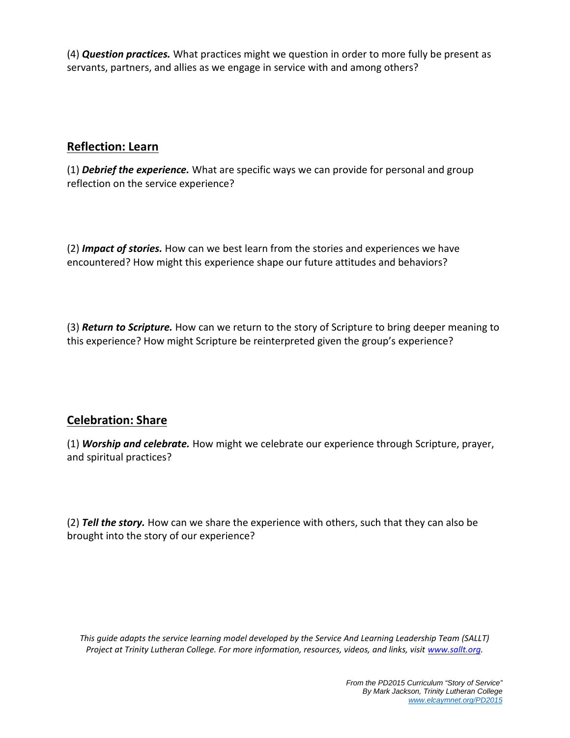(4) ***Question practices.*** What practices might we question in order to more fully be present as servants, partners, and allies as we engage in service with and among others?

## Reflection: Learn

(1) ***Debrief the experience.*** What are specific ways we can provide for personal and group reflection on the service experience?

(2) ***Impact of stories.*** How can we best learn from the stories and experiences we have encountered? How might this experience shape our future attitudes and behaviors?

(3) ***Return to Scripture.*** How can we return to the story of Scripture to bring deeper meaning to this experience? How might Scripture be reinterpreted given the group's experience?

## Celebration: Share

(1) ***Worship and celebrate.*** How might we celebrate our experience through Scripture, prayer, and spiritual practices?

(2) ***Tell the story.*** How can we share the experience with others, such that they can also be brought into the story of our experience?

*This guide adapts the service learning model developed by the Service And Learning Leadership Team (SALLT) Project at Trinity Lutheran College. For more information, resources, videos, and links, visit [www.sallt.org](www.sallt.org).*

*From the PD2015 Curriculum "Story of Service"*
*By Mark Jackson, Trinity Lutheran College*
*[www.elcaymnet.org/PD2015](www.elcaymnet.org/PD2015)*